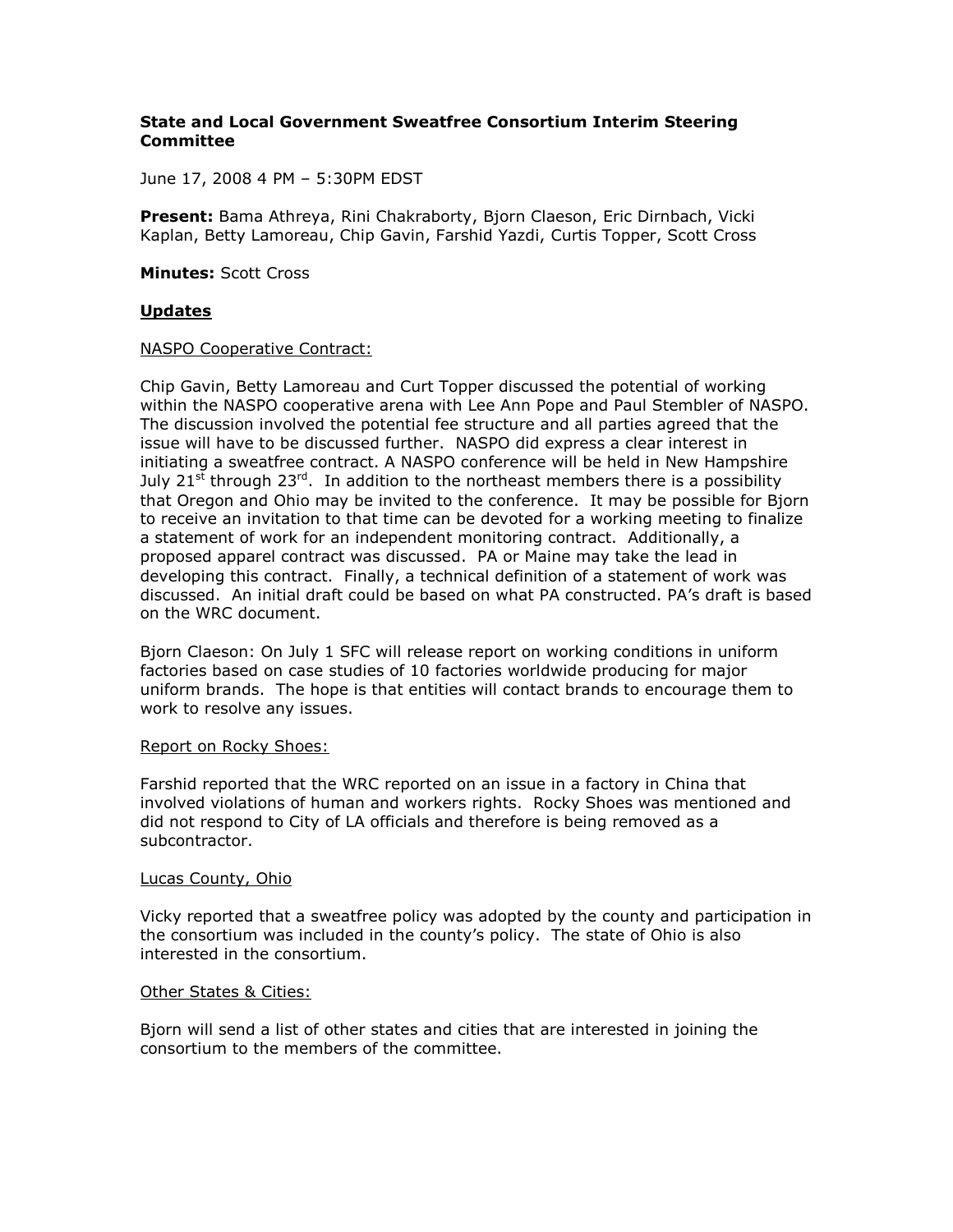**State and Local Government Sweatfree Consortium Interim Steering Committee**

June 17, 2008 4 PM – 5:30PM EDST

**Present:** Bama Athreya, Rini Chakraborty, Bjorn Claeson, Eric Dirnbach, Vicki Kaplan, Betty Lamoreau, Chip Gavin, Farshid Yazdi, Curtis Topper, Scott Cross

**Minutes:** Scott Cross

## Updates

NASPO Cooperative Contract:

Chip Gavin, Betty Lamoreau and Curt Topper discussed the potential of working within the NASPO cooperative arena with Lee Ann Pope and Paul Stembler of NASPO. The discussion involved the potential fee structure and all parties agreed that the issue will have to be discussed further. NASPO did express a clear interest in initiating a sweatfree contract. A NASPO conference will be held in New Hampshire July 21st through 23rd. In addition to the northeast members there is a possibility that Oregon and Ohio may be invited to the conference. It may be possible for Bjorn to receive an invitation to that time can be devoted for a working meeting to finalize a statement of work for an independent monitoring contract. Additionally, a proposed apparel contract was discussed. PA or Maine may take the lead in developing this contract. Finally, a technical definition of a statement of work was discussed. An initial draft could be based on what PA constructed. PA's draft is based on the WRC document.

Bjorn Claeson: On July 1 SFC will release report on working conditions in uniform factories based on case studies of 10 factories worldwide producing for major uniform brands. The hope is that entities will contact brands to encourage them to work to resolve any issues.

Report on Rocky Shoes:

Farshid reported that the WRC reported on an issue in a factory in China that involved violations of human and workers rights. Rocky Shoes was mentioned and did not respond to City of LA officials and therefore is being removed as a subcontractor.

Lucas County, Ohio

Vicky reported that a sweatfree policy was adopted by the county and participation in the consortium was included in the county's policy. The state of Ohio is also interested in the consortium.

Other States & Cities:

Bjorn will send a list of other states and cities that are interested in joining the consortium to the members of the committee.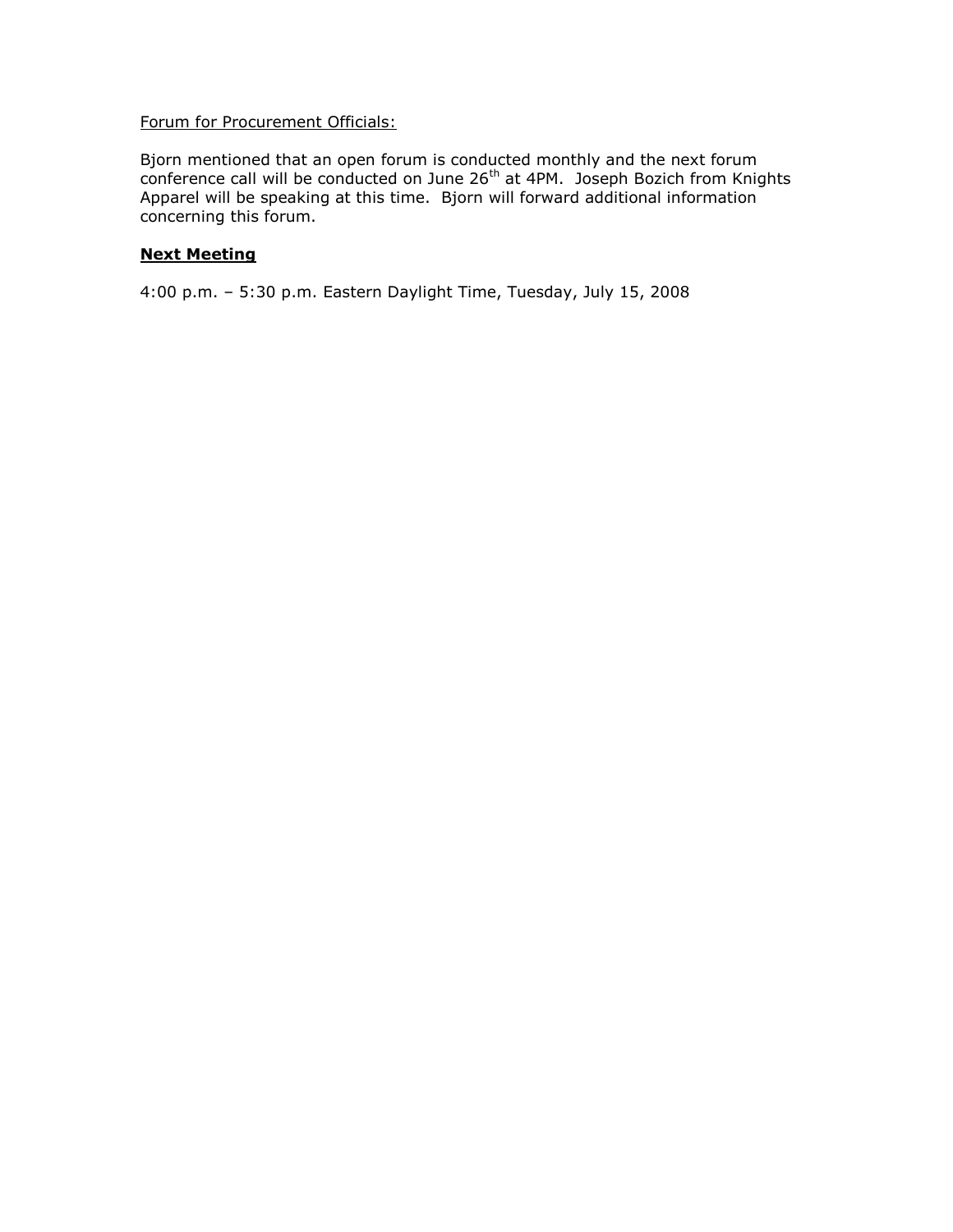Forum for Procurement Officials:

Bjorn mentioned that an open forum is conducted monthly and the next forum conference call will be conducted on June 26th at 4PM. Joseph Bozich from Knights Apparel will be speaking at this time. Bjorn will forward additional information concerning this forum.

**Next Meeting**

4:00 p.m. – 5:30 p.m. Eastern Daylight Time, Tuesday, July 15, 2008